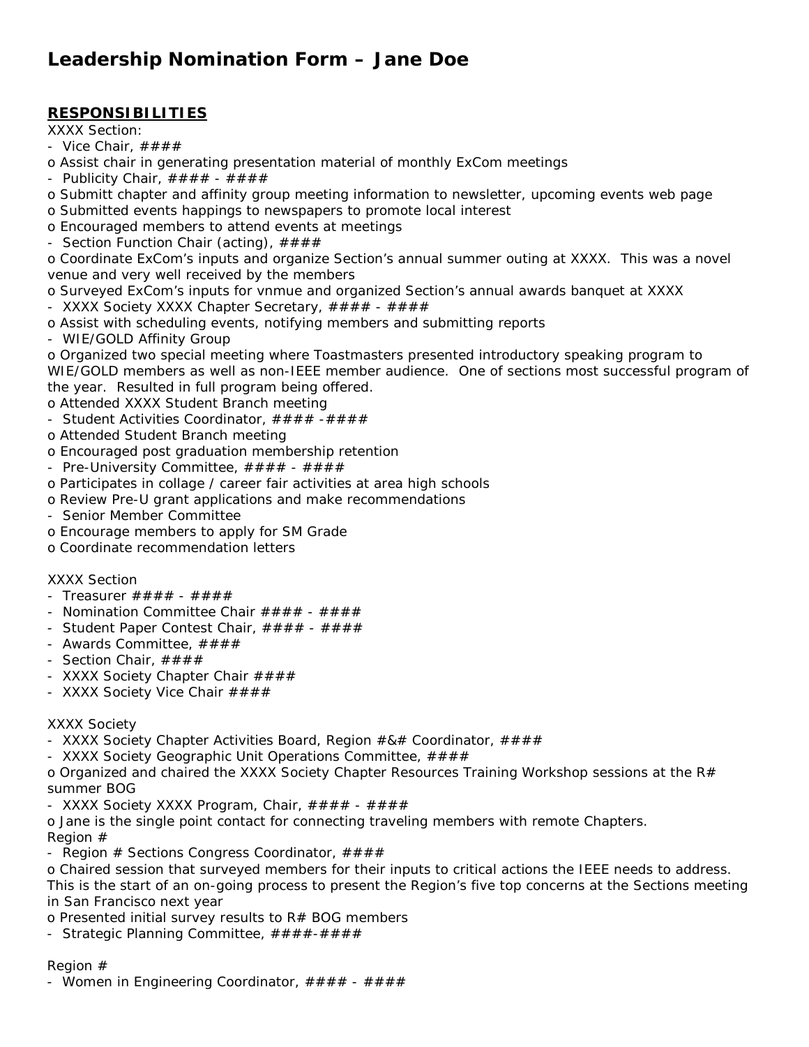# Leadership Nomination Form – Jane Doe

## RESPONSIBILITIES

XXXX Section:

- Vice Chair, ####
  - o Assist chair in generating presentation material of monthly ExCom meetings
- Publicity Chair, #### - ####
  - o Submitt chapter and affinity group meeting information to newsletter, upcoming events web page
  - o Submitted events happings to newspapers to promote local interest
  - o Encouraged members to attend events at meetings
- Section Function Chair (acting), ####
  - o Coordinate ExCom's inputs and organize Section's annual summer outing at XXXX. This was a novel venue and very well received by the members
  - o Surveyed ExCom's inputs for vnmue and organized Section's annual awards banquet at XXXX
- XXXX Society XXXX Chapter Secretary, #### - ####
  - o Assist with scheduling events, notifying members and submitting reports
- WIE/GOLD Affinity Group
  - o Organized two special meeting where Toastmasters presented introductory speaking program to WIE/GOLD members as well as non-IEEE member audience. One of sections most successful program of the year. Resulted in full program being offered.
  - o Attended XXXX Student Branch meeting
- Student Activities Coordinator, #### -####
  - o Attended Student Branch meeting
  - o Encouraged post graduation membership retention
- Pre-University Committee, #### - ####
  - o Participates in collage / career fair activities at area high schools
  - o Review Pre-U grant applications and make recommendations
- Senior Member Committee
  - o Encourage members to apply for SM Grade
  - o Coordinate recommendation letters

XXXX Section

- Treasurer #### - ####
- Nomination Committee Chair #### - ####
- Student Paper Contest Chair, #### - ####
- Awards Committee, ####
- Section Chair, ####
- XXXX Society Chapter Chair ####
- XXXX Society Vice Chair ####

XXXX Society

- XXXX Society Chapter Activities Board, Region #&# Coordinator, ####
- XXXX Society Geographic Unit Operations Committee, ####
  - o Organized and chaired the XXXX Society Chapter Resources Training Workshop sessions at the R# summer BOG
- XXXX Society XXXX Program, Chair, #### - ####
  - o Jane is the single point contact for connecting traveling members with remote Chapters.

Region #

- Region # Sections Congress Coordinator, ####
  - o Chaired session that surveyed members for their inputs to critical actions the IEEE needs to address. This is the start of an on-going process to present the Region's five top concerns at the Sections meeting in San Francisco next year
  - o Presented initial survey results to R# BOG members
- Strategic Planning Committee, ####-####

Region #

- Women in Engineering Coordinator, #### - ####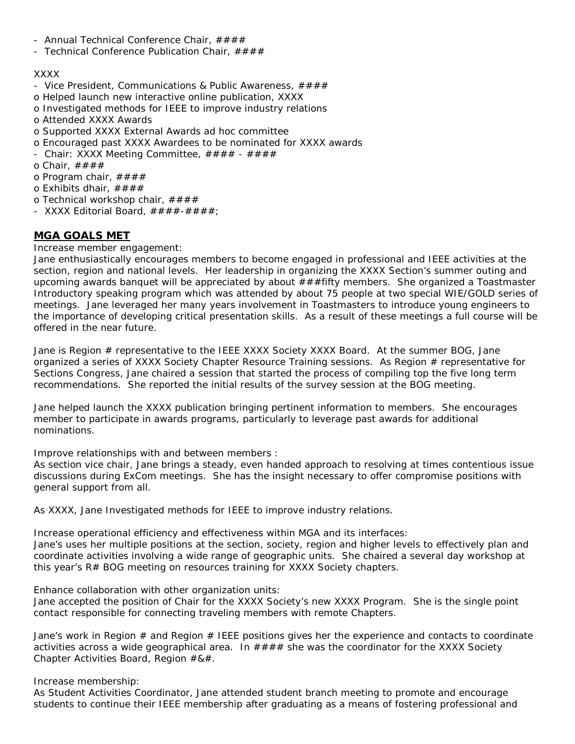- Annual Technical Conference Chair, ####
- Technical Conference Publication Chair, ####

XXXX

- Vice President, Communications & Public Awareness, ####
  - o Helped launch new interactive online publication, XXXX
  - o Investigated methods for IEEE to improve industry relations
  - o Attended XXXX Awards
  - o Supported XXXX External Awards ad hoc committee
  - o Encouraged past XXXX Awardees to be nominated for XXXX awards
- Chair: XXXX Meeting Committee, #### - ####
  - o Chair, ####
  - o Program chair, ####
  - o Exhibits dhair, ####
  - o Technical workshop chair, ####
- XXXX Editorial Board, ####-####;

## MGA GOALS MET

Increase member engagement:

Jane enthusiastically encourages members to become engaged in professional and IEEE activities at the section, region and national levels. Her leadership in organizing the XXXX Section's summer outing and upcoming awards banquet will be appreciated by about ###fifty members. She organized a Toastmaster Introductory speaking program which was attended by about 75 people at two special WIE/GOLD series of meetings. Jane leveraged her many years involvement in Toastmasters to introduce young engineers to the importance of developing critical presentation skills. As a result of these meetings a full course will be offered in the near future.

Jane is Region # representative to the IEEE XXXX Society XXXX Board. At the summer BOG, Jane organized a series of XXXX Society Chapter Resource Training sessions. As Region # representative for Sections Congress, Jane chaired a session that started the process of compiling top the five long term recommendations. She reported the initial results of the survey session at the BOG meeting.

Jane helped launch the XXXX publication bringing pertinent information to members. She encourages member to participate in awards programs, particularly to leverage past awards for additional nominations.

Improve relationships with and between members :

As section vice chair, Jane brings a steady, even handed approach to resolving at times contentious issue discussions during ExCom meetings. She has the insight necessary to offer compromise positions with general support from all.

As XXXX, Jane Investigated methods for IEEE to improve industry relations.

Increase operational efficiency and effectiveness within MGA and its interfaces:

Jane's uses her multiple positions at the section, society, region and higher levels to effectively plan and coordinate activities involving a wide range of geographic units. She chaired a several day workshop at this year's R# BOG meeting on resources training for XXXX Society chapters.

Enhance collaboration with other organization units:

Jane accepted the position of Chair for the XXXX Society's new XXXX Program. She is the single point contact responsible for connecting traveling members with remote Chapters.

Jane's work in Region # and Region # IEEE positions gives her the experience and contacts to coordinate activities across a wide geographical area. In #### she was the coordinator for the XXXX Society Chapter Activities Board, Region #&#.

Increase membership:

As Student Activities Coordinator, Jane attended student branch meeting to promote and encourage students to continue their IEEE membership after graduating as a means of fostering professional and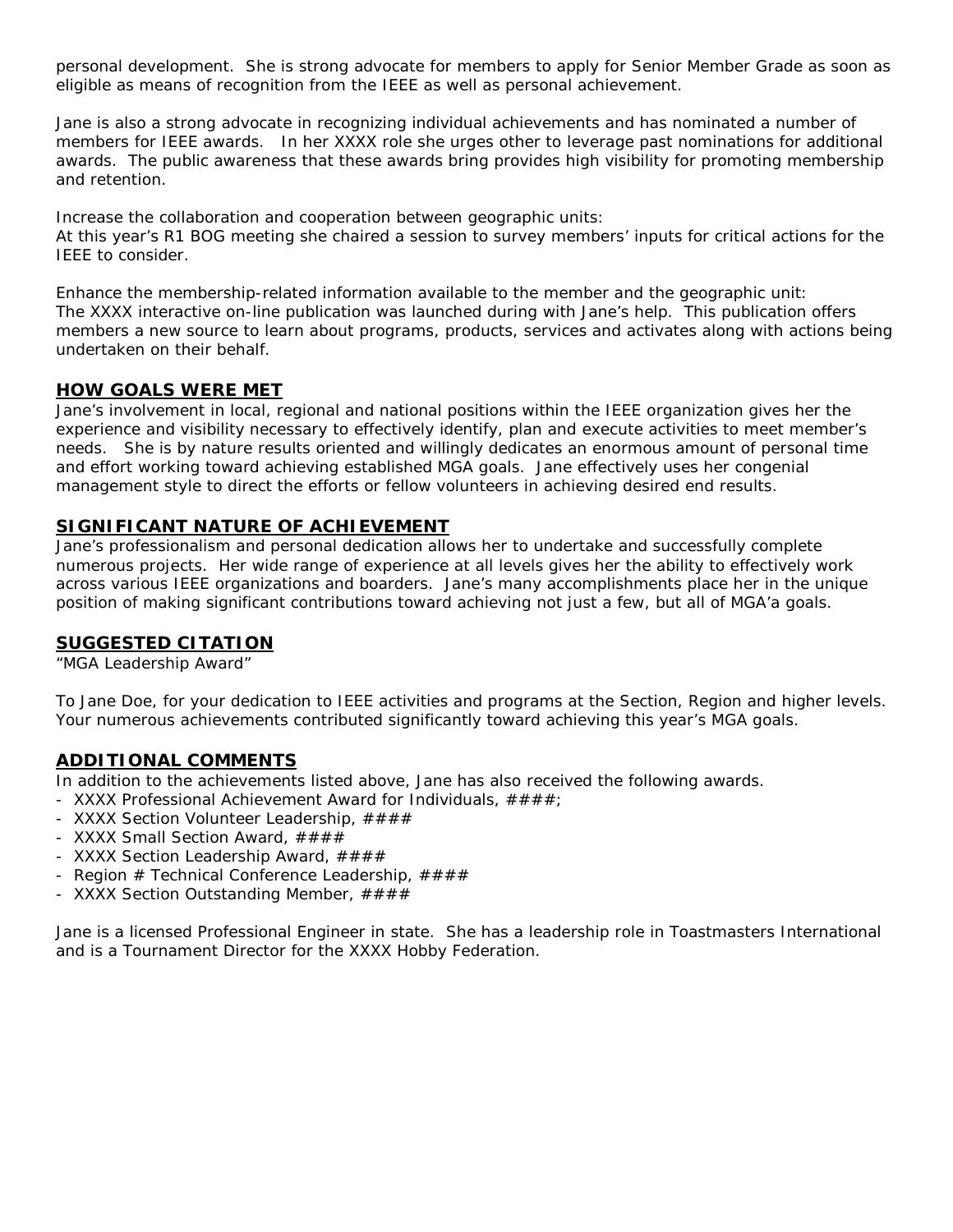personal development. She is strong advocate for members to apply for Senior Member Grade as soon as eligible as means of recognition from the IEEE as well as personal achievement.

Jane is also a strong advocate in recognizing individual achievements and has nominated a number of members for IEEE awards. In her XXXX role she urges other to leverage past nominations for additional awards. The public awareness that these awards bring provides high visibility for promoting membership and retention.

Increase the collaboration and cooperation between geographic units:
At this year's R1 BOG meeting she chaired a session to survey members' inputs for critical actions for the IEEE to consider.

Enhance the membership-related information available to the member and the geographic unit:
The XXXX interactive on-line publication was launched during with Jane's help. This publication offers members a new source to learn about programs, products, services and activates along with actions being undertaken on their behalf.

## HOW GOALS WERE MET

Jane's involvement in local, regional and national positions within the IEEE organization gives her the experience and visibility necessary to effectively identify, plan and execute activities to meet member's needs. She is by nature results oriented and willingly dedicates an enormous amount of personal time and effort working toward achieving established MGA goals. Jane effectively uses her congenial management style to direct the efforts or fellow volunteers in achieving desired end results.

## SIGNIFICANT NATURE OF ACHIEVEMENT

Jane's professionalism and personal dedication allows her to undertake and successfully complete numerous projects. Her wide range of experience at all levels gives her the ability to effectively work across various IEEE organizations and boarders. Jane's many accomplishments place her in the unique position of making significant contributions toward achieving not just a few, but all of MGA'a goals.

## SUGGESTED CITATION

"MGA Leadership Award"

To Jane Doe, for your dedication to IEEE activities and programs at the Section, Region and higher levels. Your numerous achievements contributed significantly toward achieving this year's MGA goals.

## ADDITIONAL COMMENTS

In addition to the achievements listed above, Jane has also received the following awards.

- XXXX Professional Achievement Award for Individuals, ####;
- XXXX Section Volunteer Leadership, ####
- XXXX Small Section Award, ####
- XXXX Section Leadership Award, ####
- Region # Technical Conference Leadership, ####
- XXXX Section Outstanding Member, ####

Jane is a licensed Professional Engineer in state. She has a leadership role in Toastmasters International and is a Tournament Director for the XXXX Hobby Federation.